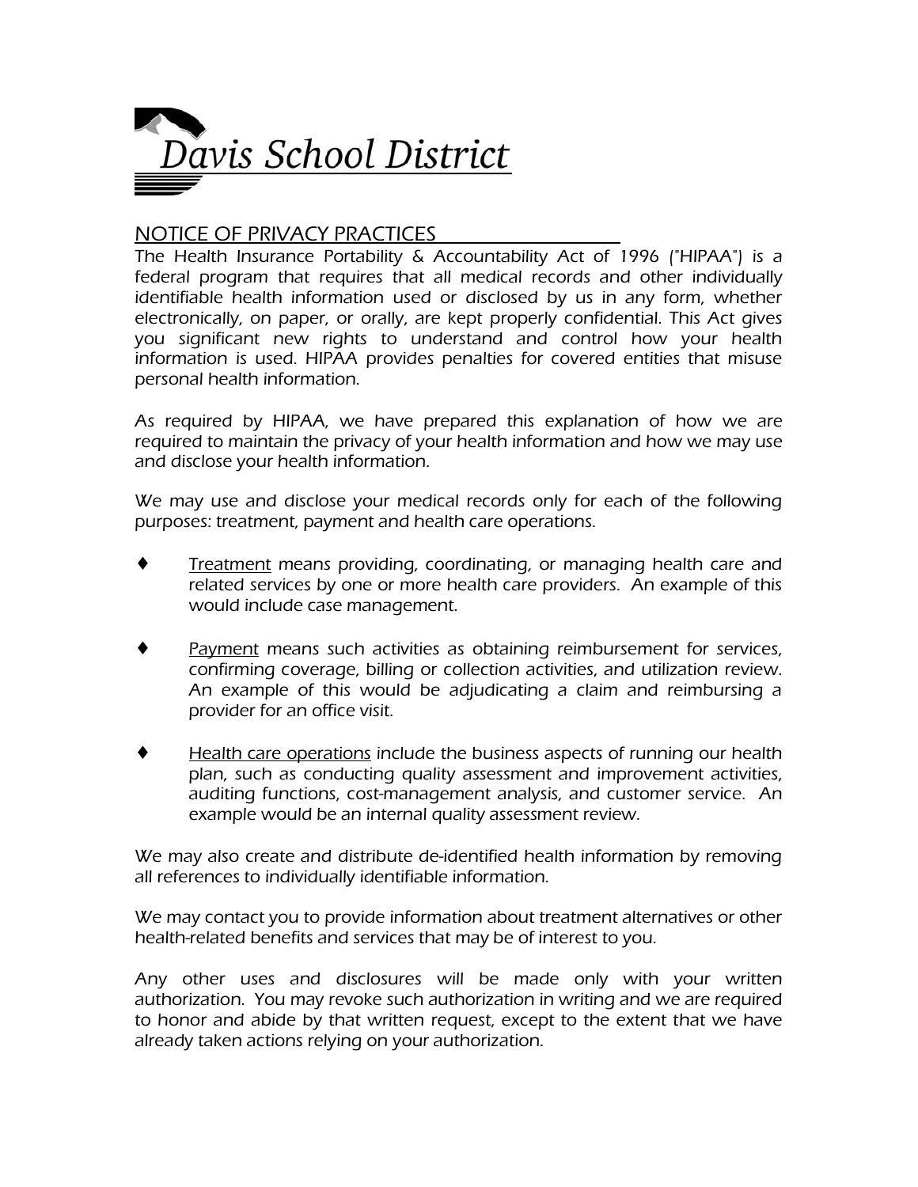# Davis School District

## NOTICE OF PRIVACY PRACTICES

The Health Insurance Portability & Accountability Act of 1996 ("HIPAA") is a federal program that requires that all medical records and other individually identifiable health information used or disclosed by us in any form, whether electronically, on paper, or orally, are kept properly confidential. This Act gives you significant new rights to understand and control how your health information is used. HIPAA provides penalties for covered entities that misuse personal health information.

As required by HIPAA, we have prepared this explanation of how we are required to maintain the privacy of your health information and how we may use and disclose your health information.

We may use and disclose your medical records only for each of the following purposes: treatment, payment and health care operations.

- Treatment means providing, coordinating, or managing health care and related services by one or more health care providers. An example of this would include case management.
- Payment means such activities as obtaining reimbursement for services, confirming coverage, billing or collection activities, and utilization review. An example of this would be adjudicating a claim and reimbursing a provider for an office visit.
- Health care operations include the business aspects of running our health plan, such as conducting quality assessment and improvement activities, auditing functions, cost-management analysis, and customer service. An example would be an internal quality assessment review.

We may also create and distribute de-identified health information by removing all references to individually identifiable information.

We may contact you to provide information about treatment alternatives or other health-related benefits and services that may be of interest to you.

Any other uses and disclosures will be made only with your written authorization. You may revoke such authorization in writing and we are required to honor and abide by that written request, except to the extent that we have already taken actions relying on your authorization.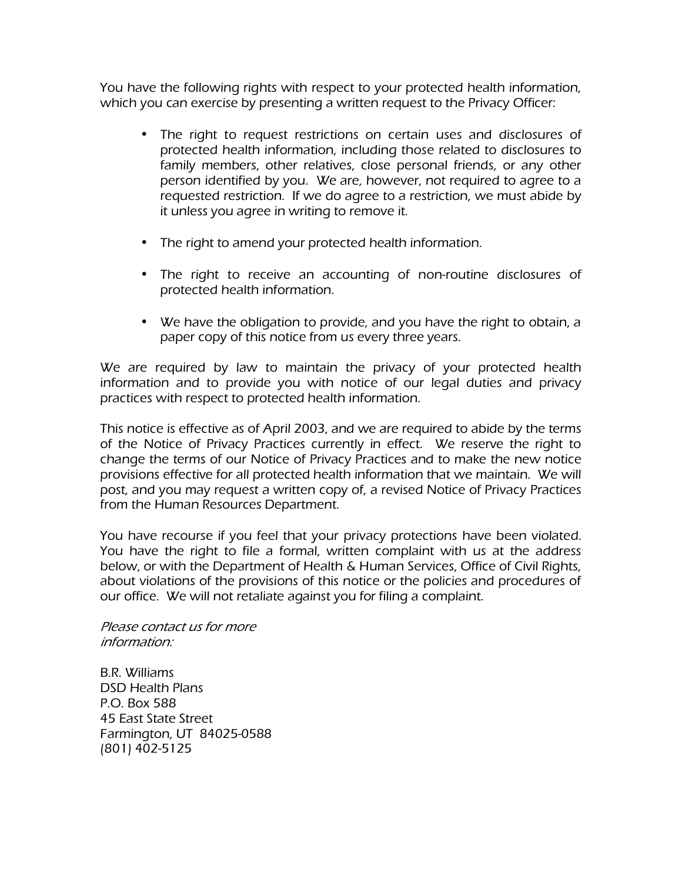You have the following rights with respect to your protected health information, which you can exercise by presenting a written request to the Privacy Officer:

- The right to request restrictions on certain uses and disclosures of protected health information, including those related to disclosures to family members, other relatives, close personal friends, or any other person identified by you. We are, however, not required to agree to a requested restriction. If we do agree to a restriction, we must abide by it unless you agree in writing to remove it.

- The right to amend your protected health information.

- The right to receive an accounting of non-routine disclosures of protected health information.

- We have the obligation to provide, and you have the right to obtain, a paper copy of this notice from us every three years.

We are required by law to maintain the privacy of your protected health information and to provide you with notice of our legal duties and privacy practices with respect to protected health information.

This notice is effective as of April 2003, and we are required to abide by the terms of the Notice of Privacy Practices currently in effect. We reserve the right to change the terms of our Notice of Privacy Practices and to make the new notice provisions effective for all protected health information that we maintain. We will post, and you may request a written copy of, a revised Notice of Privacy Practices from the Human Resources Department.

You have recourse if you feel that your privacy protections have been violated. You have the right to file a formal, written complaint with us at the address below, or with the Department of Health & Human Services, Office of Civil Rights, about violations of the provisions of this notice or the policies and procedures of our office. We will not retaliate against you for filing a complaint.

*Please contact us for more information:*

B.R. Williams
DSD Health Plans
P.O. Box 588
45 East State Street
Farmington, UT 84025-0588
(801) 402-5125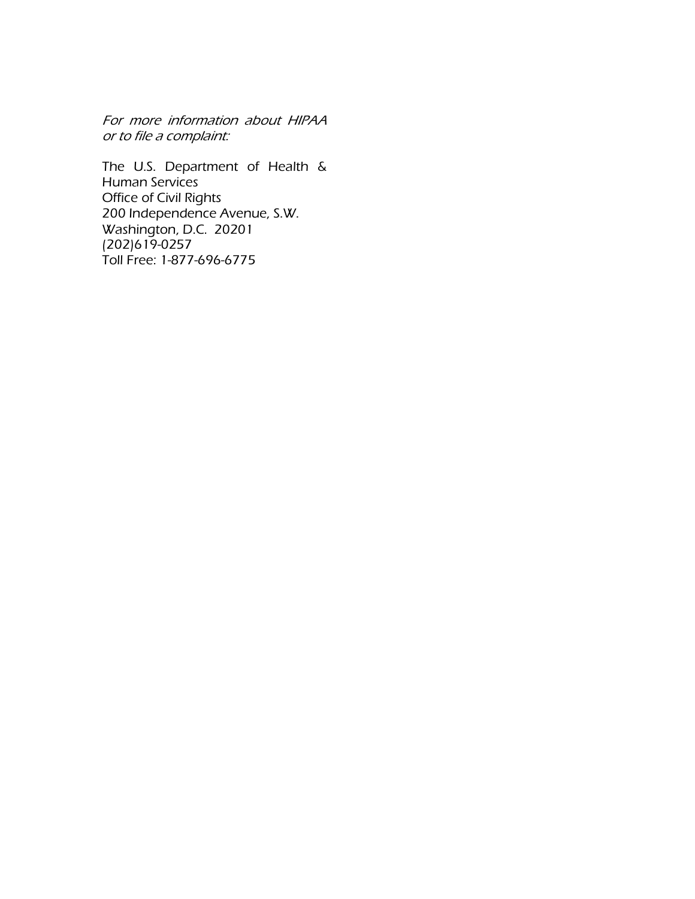*For more information about HIPAA or to file a complaint:*

The U.S. Department of Health & Human Services
Office of Civil Rights
200 Independence Avenue, S.W.
Washington, D.C. 20201
(202)619-0257
Toll Free: 1-877-696-6775